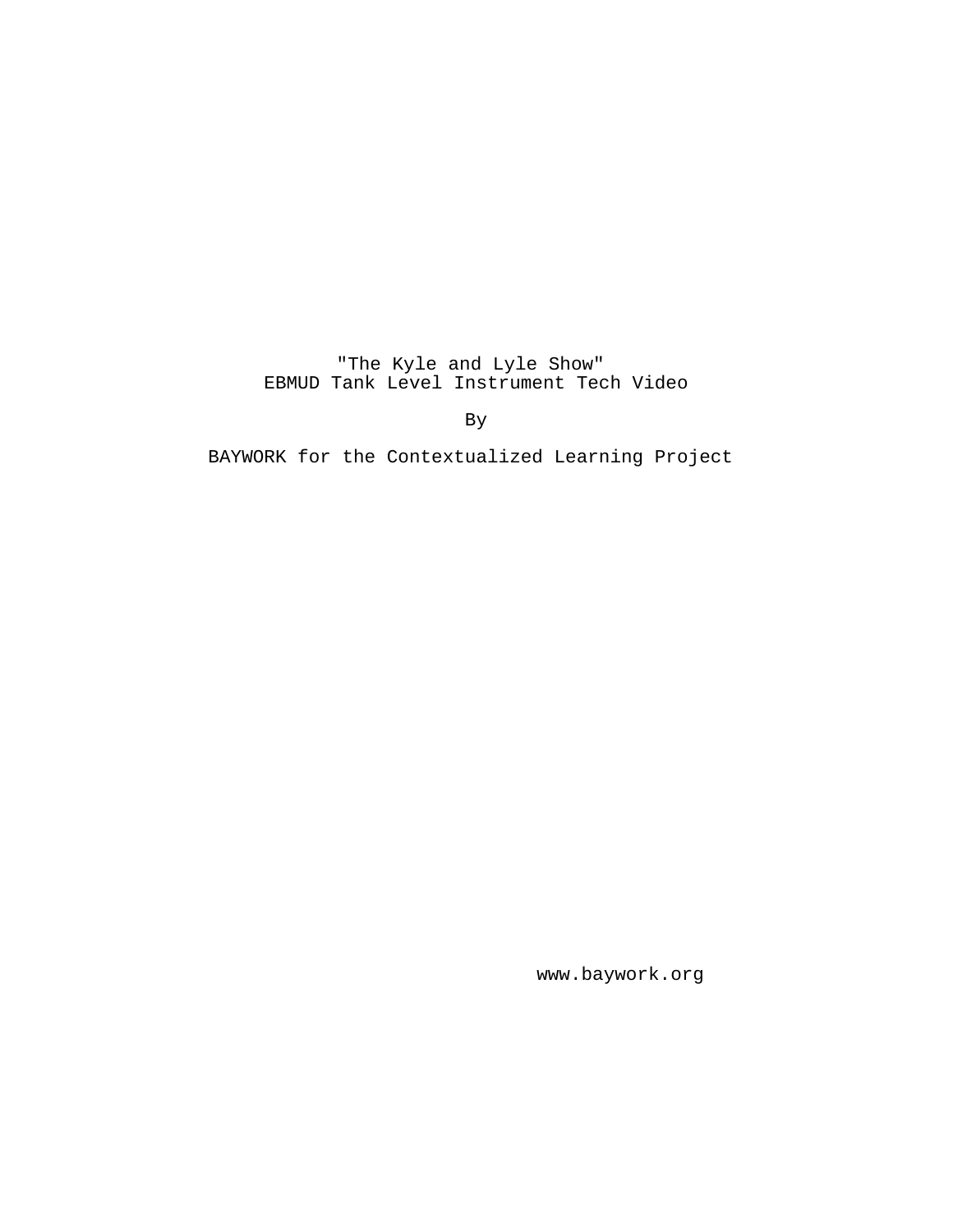# "The Kyle and Lyle Show"

## EBMUD Tank Level Instrument Tech Video

By

BAYWORK for the Contextualized Learning Project

www.baywork.org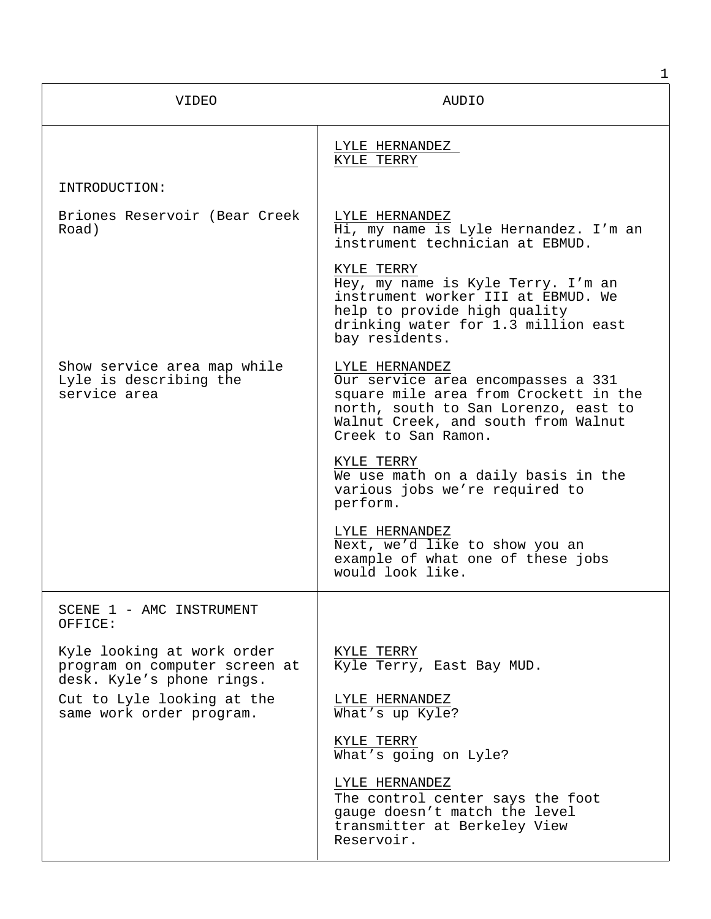| VIDEO | AUDIO |
| --- | --- |
| | LYLE HERNANDEZ<br>KYLE TERRY |
| INTRODUCTION:<br><br>Briones Reservoir (Bear Creek Road) | LYLE HERNANDEZ<br>Hi, my name is Lyle Hernandez. I'm an instrument technician at EBMUD.<br><br>KYLE TERRY<br>Hey, my name is Kyle Terry. I'm an instrument worker III at EBMUD. We help to provide high quality drinking water for 1.3 million east bay residents. |
| Show service area map while Lyle is describing the service area | LYLE HERNANDEZ<br>Our service area encompasses a 331 square mile area from Crockett in the north, south to San Lorenzo, east to Walnut Creek, and south from Walnut Creek to San Ramon.<br><br>KYLE TERRY<br>We use math on a daily basis in the various jobs we're required to perform.<br><br>LYLE HERNANDEZ<br>Next, we'd like to show you an example of what one of these jobs would look like. |
| SCENE 1 - AMC INSTRUMENT OFFICE:<br><br>Kyle looking at work order program on computer screen at desk. Kyle's phone rings. | KYLE TERRY<br>Kyle Terry, East Bay MUD. |
| Cut to Lyle looking at the same work order program. | LYLE HERNANDEZ<br>What's up Kyle?<br><br>KYLE TERRY<br>What's going on Lyle?<br><br>LYLE HERNANDEZ<br>The control center says the foot gauge doesn't match the level transmitter at Berkeley View Reservoir. |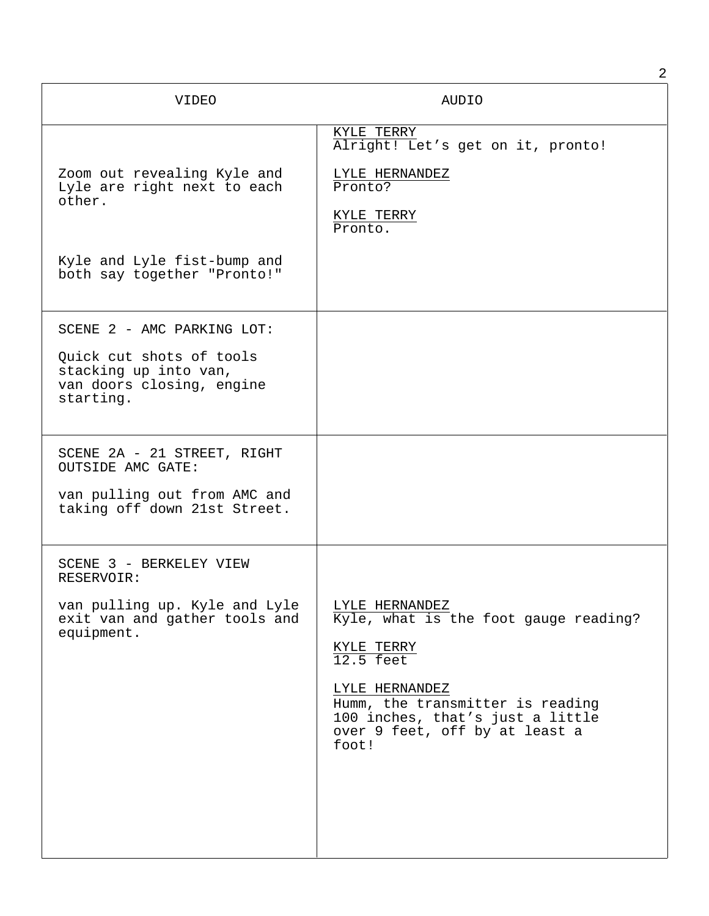| VIDEO | AUDIO |
| --- | --- |
| Zoom out revealing Kyle and Lyle are right next to each other.<br><br>Kyle and Lyle fist-bump and both say together "Pronto!" | KYLE TERRY<br>Alright! Let's get on it, pronto!<br><br>LYLE HERNANDEZ<br>Pronto?<br><br>KYLE TERRY<br>Pronto. |
| SCENE 2 - AMC PARKING LOT:<br><br>Quick cut shots of tools stacking up into van, van doors closing, engine starting. | |
| SCENE 2A - 21 STREET, RIGHT OUTSIDE AMC GATE:<br><br>van pulling out from AMC and taking off down 21st Street. | |
| SCENE 3 - BERKELEY VIEW RESERVOIR:<br><br>van pulling up. Kyle and Lyle exit van and gather tools and equipment. | LYLE HERNANDEZ<br>Kyle, what is the foot gauge reading?<br><br>KYLE TERRY<br>12.5 feet<br><br>LYLE HERNANDEZ<br>Humm, the transmitter is reading 100 inches, that's just a little over 9 feet, off by at least a foot! |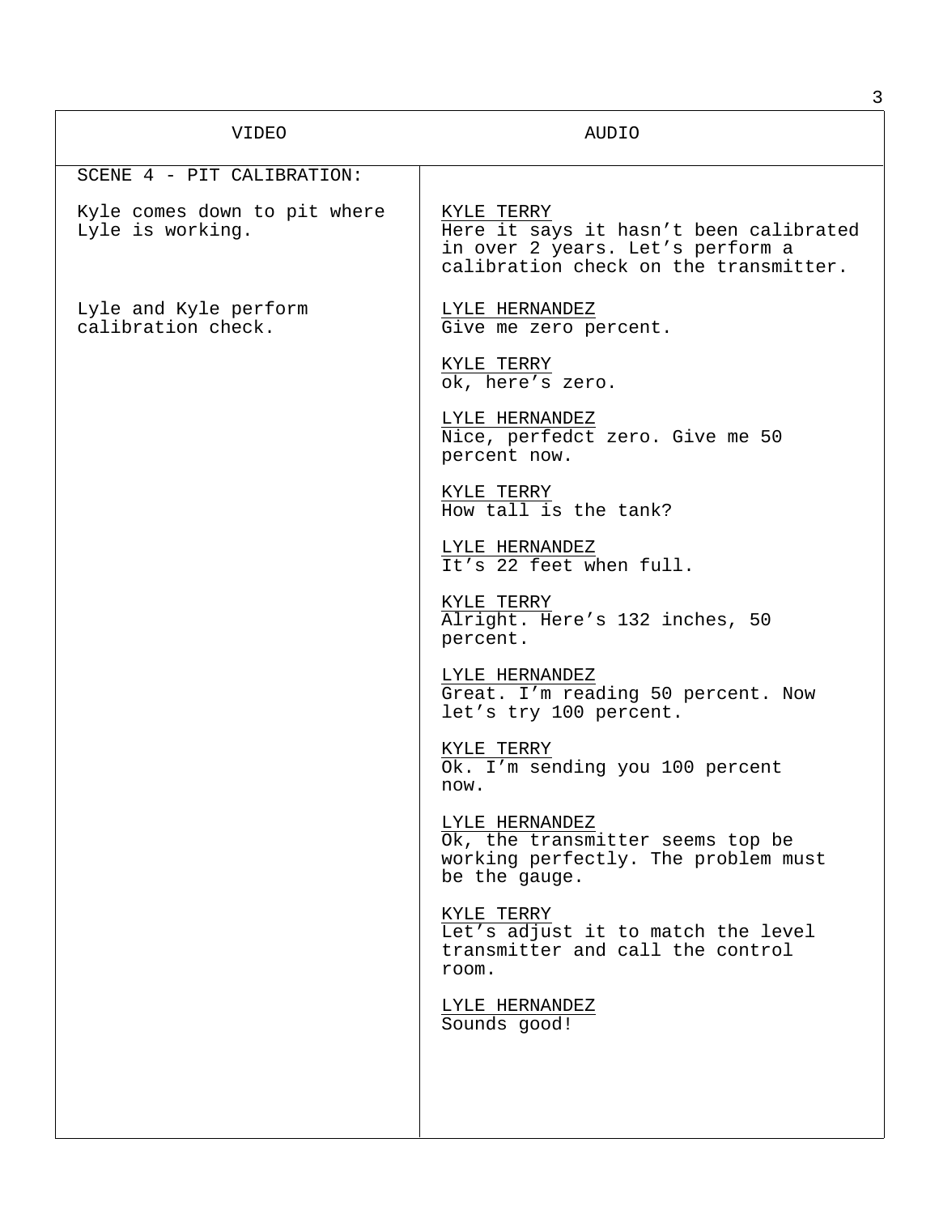| VIDEO | AUDIO |
| --- | --- |
| SCENE 4 - PIT CALIBRATION: | |
| Kyle comes down to pit where Lyle is working. | KYLE TERRY<br>Here it says it hasn't been calibrated in over 2 years. Let's perform a calibration check on the transmitter. |
| Lyle and Kyle perform calibration check. | LYLE HERNANDEZ<br>Give me zero percent.<br><br>KYLE TERRY<br>ok, here's zero.<br><br>LYLE HERNANDEZ<br>Nice, perfedct zero. Give me 50 percent now.<br><br>KYLE TERRY<br>How tall is the tank?<br><br>LYLE HERNANDEZ<br>It's 22 feet when full.<br><br>KYLE TERRY<br>Alright. Here's 132 inches, 50 percent.<br><br>LYLE HERNANDEZ<br>Great. I'm reading 50 percent. Now let's try 100 percent.<br><br>KYLE TERRY<br>Ok. I'm sending you 100 percent now.<br><br>LYLE HERNANDEZ<br>Ok, the transmitter seems top be working perfectly. The problem must be the gauge.<br><br>KYLE TERRY<br>Let's adjust it to match the level transmitter and call the control room.<br><br>LYLE HERNANDEZ<br>Sounds good! |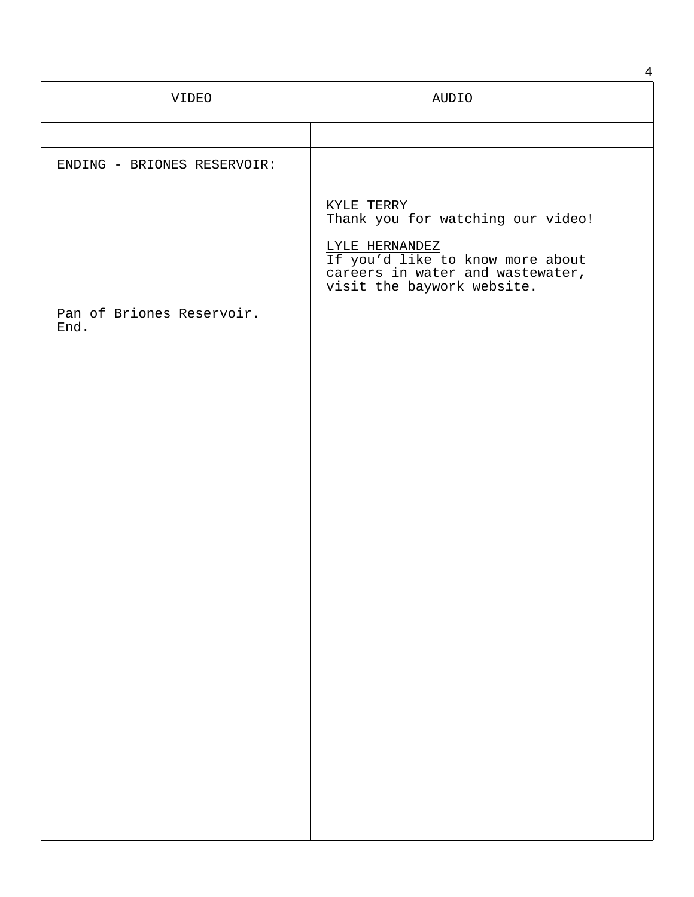| VIDEO | AUDIO |
| --- | --- |
| | |
| ENDING - BRIONES RESERVOIR:<br><br>Pan of Briones Reservoir.<br>End. | KYLE TERRY<br>Thank you for watching our video!<br><br>LYLE HERNANDEZ<br>If you'd like to know more about careers in water and wastewater, visit the baywork website. |